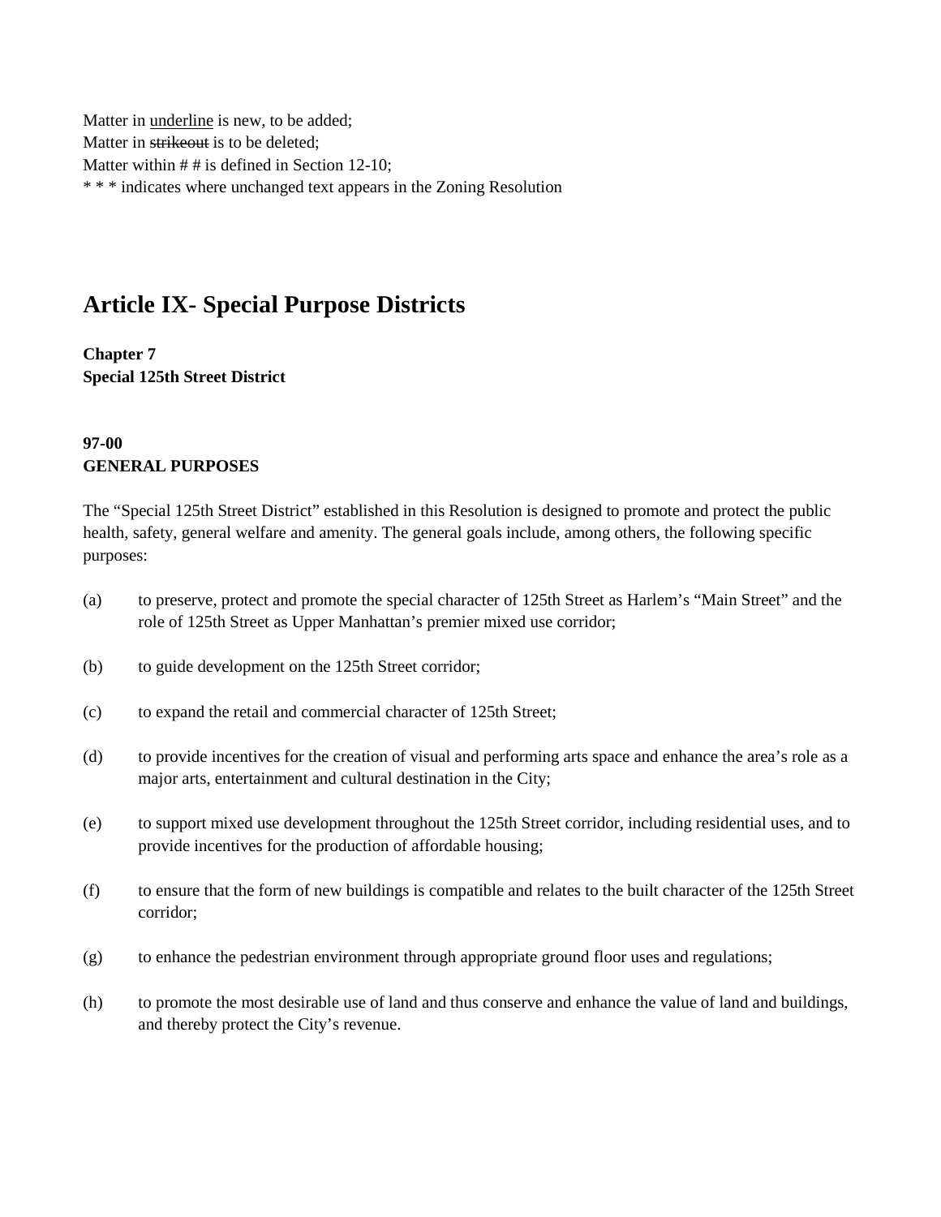Matter in <u>underline</u> is new, to be added;
Matter in ~~strikeout~~ is to be deleted;
Matter within # # is defined in Section 12-10;
* * * indicates where unchanged text appears in the Zoning Resolution

# Article IX- Special Purpose Districts

**Chapter 7**
**Special 125th Street District**

**97-00**
**GENERAL PURPOSES**

The "Special 125th Street District" established in this Resolution is designed to promote and protect the public health, safety, general welfare and amenity. The general goals include, among others, the following specific purposes:

(a) to preserve, protect and promote the special character of 125th Street as Harlem's "Main Street" and the role of 125th Street as Upper Manhattan's premier mixed use corridor;

(b) to guide development on the 125th Street corridor;

(c) to expand the retail and commercial character of 125th Street;

(d) to provide incentives for the creation of visual and performing arts space and enhance the area's role as a major arts, entertainment and cultural destination in the City;

(e) to support mixed use development throughout the 125th Street corridor, including residential uses, and to provide incentives for the production of affordable housing;

(f) to ensure that the form of new buildings is compatible and relates to the built character of the 125th Street corridor;

(g) to enhance the pedestrian environment through appropriate ground floor uses and regulations;

(h) to promote the most desirable use of land and thus conserve and enhance the value of land and buildings, and thereby protect the City's revenue.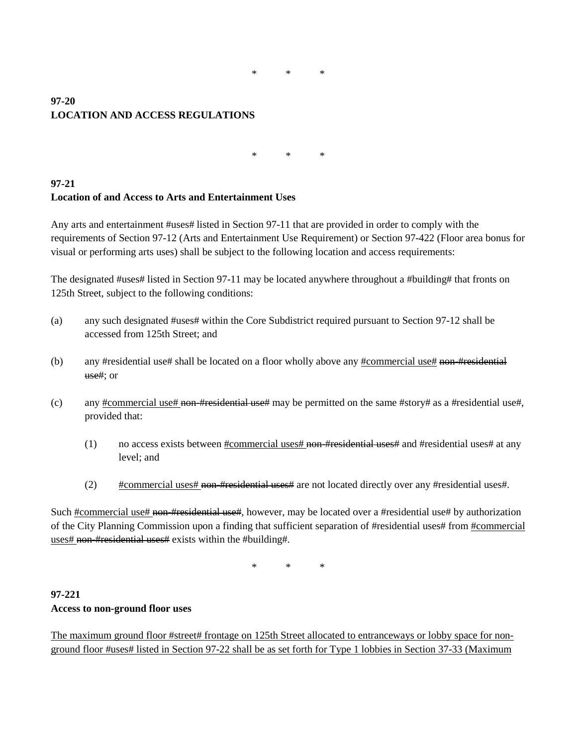\*        \*        \*

**97-20**
**LOCATION AND ACCESS REGULATIONS**

\*        \*        \*

**97-21**
**Location of and Access to Arts and Entertainment Uses**

Any arts and entertainment #uses# listed in Section 97-11 that are provided in order to comply with the requirements of Section 97-12 (Arts and Entertainment Use Requirement) or Section 97-422 (Floor area bonus for visual or performing arts uses) shall be subject to the following location and access requirements:

The designated #uses# listed in Section 97-11 may be located anywhere throughout a #building# that fronts on 125th Street, subject to the following conditions:

(a) any such designated #uses# within the Core Subdistrict required pursuant to Section 97-12 shall be accessed from 125th Street; and

(b) any #residential use# shall be located on a floor wholly above any <u>#commercial use#</u> ~~non-#residential use#~~; or

(c) any <u>#commercial use#</u> ~~non-#residential use#~~ may be permitted on the same #story# as a #residential use#, provided that:

 (1) no access exists between <u>#commercial uses#</u> ~~non-#residential uses#~~ and #residential uses# at any level; and

 (2) <u>#commercial uses#</u> ~~non-#residential uses#~~ are not located directly over any #residential uses#.

Such <u>#commercial use#</u> ~~non-#residential use#~~, however, may be located over a #residential use# by authorization of the City Planning Commission upon a finding that sufficient separation of #residential uses# from <u>#commercial uses#</u> ~~non-#residential uses#~~ exists within the #building#.

\*        \*        \*

**97-221**
**Access to non-ground floor uses**

<u>The maximum ground floor #street# frontage on 125th Street allocated to entranceways or lobby space for non-ground floor #uses# listed in Section 97-22 shall be as set forth for Type 1 lobbies in Section 37-33 (Maximum</u>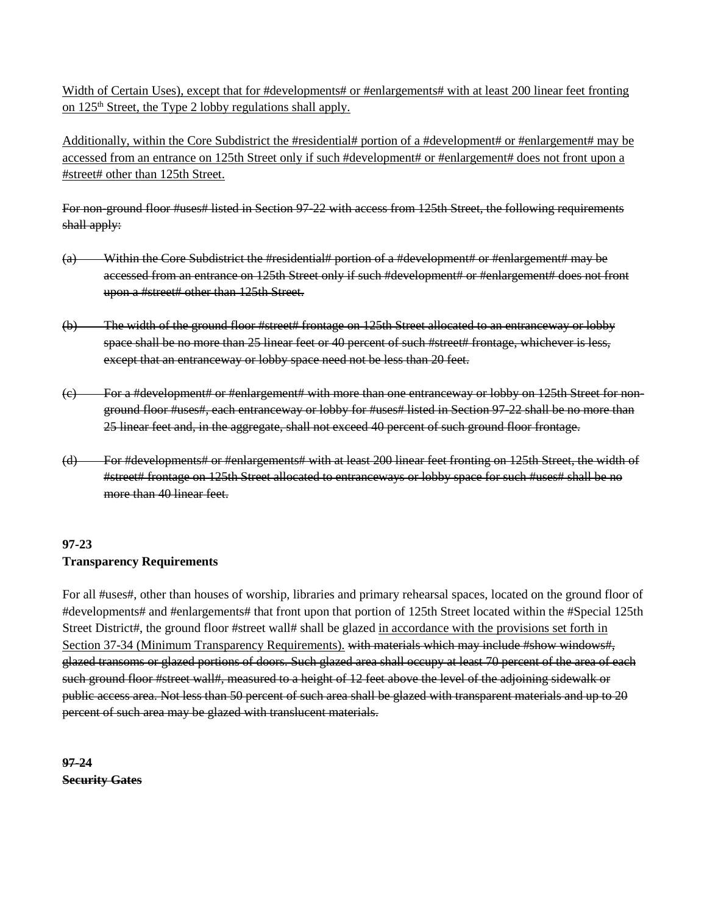<u>Width of Certain Uses), except that for #developments# or #enlargements# with at least 200 linear feet fronting on 125th Street, the Type 2 lobby regulations shall apply.</u>

<u>Additionally, within the Core Subdistrict the #residential# portion of a #development# or #enlargement# may be accessed from an entrance on 125th Street only if such #development# or #enlargement# does not front upon a #street# other than 125th Street.</u>

~~For non-ground floor #uses# listed in Section 97-22 with access from 125th Street, the following requirements shall apply:~~

~~(a) Within the Core Subdistrict the #residential# portion of a #development# or #enlargement# may be accessed from an entrance on 125th Street only if such #development# or #enlargement# does not front upon a #street# other than 125th Street.~~

~~(b) The width of the ground floor #street# frontage on 125th Street allocated to an entranceway or lobby space shall be no more than 25 linear feet or 40 percent of such #street# frontage, whichever is less, except that an entranceway or lobby space need not be less than 20 feet.~~

~~(c) For a #development# or #enlargement# with more than one entranceway or lobby on 125th Street for non-ground floor #uses#, each entranceway or lobby for #uses# listed in Section 97-22 shall be no more than 25 linear feet and, in the aggregate, shall not exceed 40 percent of such ground floor frontage.~~

~~(d) For #developments# or #enlargements# with at least 200 linear feet fronting on 125th Street, the width of #street# frontage on 125th Street allocated to entranceways or lobby space for such #uses# shall be no more than 40 linear feet.~~

**97-23**
**Transparency Requirements**

For all #uses#, other than houses of worship, libraries and primary rehearsal spaces, located on the ground floor of #developments# and #enlargements# that front upon that portion of 125th Street located within the #Special 125th Street District#, the ground floor #street wall# shall be glazed <u>in accordance with the provisions set forth in Section 37-34 (Minimum Transparency Requirements).</u> ~~with materials which may include #show windows#, glazed transoms or glazed portions of doors. Such glazed area shall occupy at least 70 percent of the area of each such ground floor #street wall#, measured to a height of 12 feet above the level of the adjoining sidewalk or public access area. Not less than 50 percent of such area shall be glazed with transparent materials and up to 20 percent of such area may be glazed with translucent materials.~~

~~**97-24**~~
~~**Security Gates**~~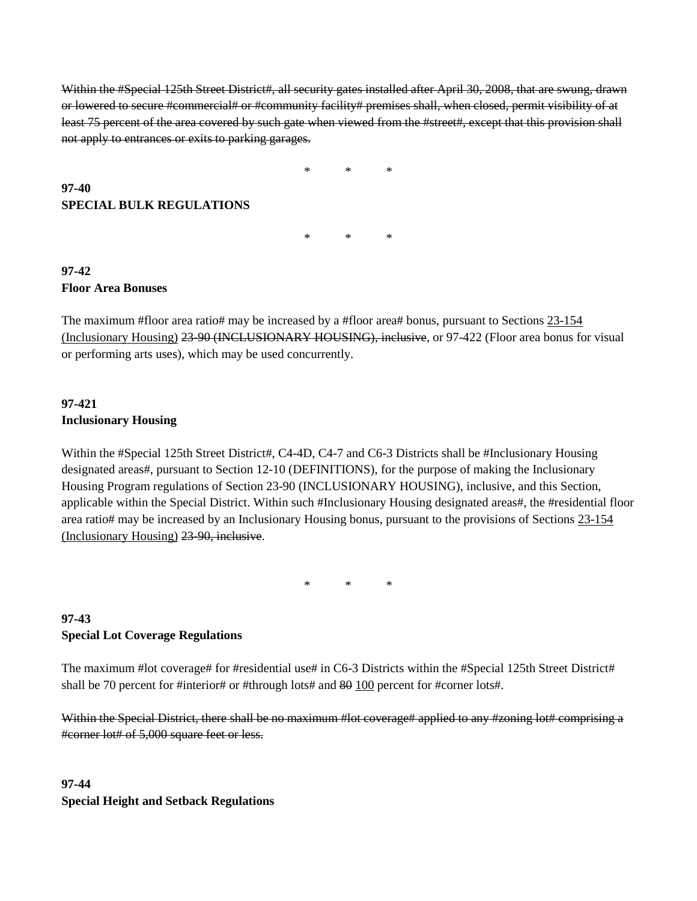~~Within the #Special 125th Street District#, all security gates installed after April 30, 2008, that are swung, drawn or lowered to secure #commercial# or #community facility# premises shall, when closed, permit visibility of at least 75 percent of the area covered by such gate when viewed from the #street#, except that this provision shall not apply to entrances or exits to parking garages.~~

\*        \*        \*

**97-40**
**SPECIAL BULK REGULATIONS**

\*        \*        \*

**97-42**
**Floor Area Bonuses**

The maximum #floor area ratio# may be increased by a #floor area# bonus, pursuant to Sections <u>23-154 (Inclusionary Housing)</u> ~~23-90 (INCLUSIONARY HOUSING), inclusive~~, or 97-422 (Floor area bonus for visual or performing arts uses), which may be used concurrently.

**97-421**
**Inclusionary Housing**

Within the #Special 125th Street District#, C4-4D, C4-7 and C6-3 Districts shall be #Inclusionary Housing designated areas#, pursuant to Section 12-10 (DEFINITIONS), for the purpose of making the Inclusionary Housing Program regulations of Section 23-90 (INCLUSIONARY HOUSING), inclusive, and this Section, applicable within the Special District. Within such #Inclusionary Housing designated areas#, the #residential floor area ratio# may be increased by an Inclusionary Housing bonus, pursuant to the provisions of Sections <u>23-154 (Inclusionary Housing)</u> ~~23-90, inclusive~~.

\*        \*        \*

**97-43**
**Special Lot Coverage Regulations**

The maximum #lot coverage# for #residential use# in C6-3 Districts within the #Special 125th Street District# shall be 70 percent for #interior# or #through lots# and ~~80~~ <u>100</u> percent for #corner lots#.

~~Within the Special District, there shall be no maximum #lot coverage# applied to any #zoning lot# comprising a #corner lot# of 5,000 square feet or less.~~

**97-44**
**Special Height and Setback Regulations**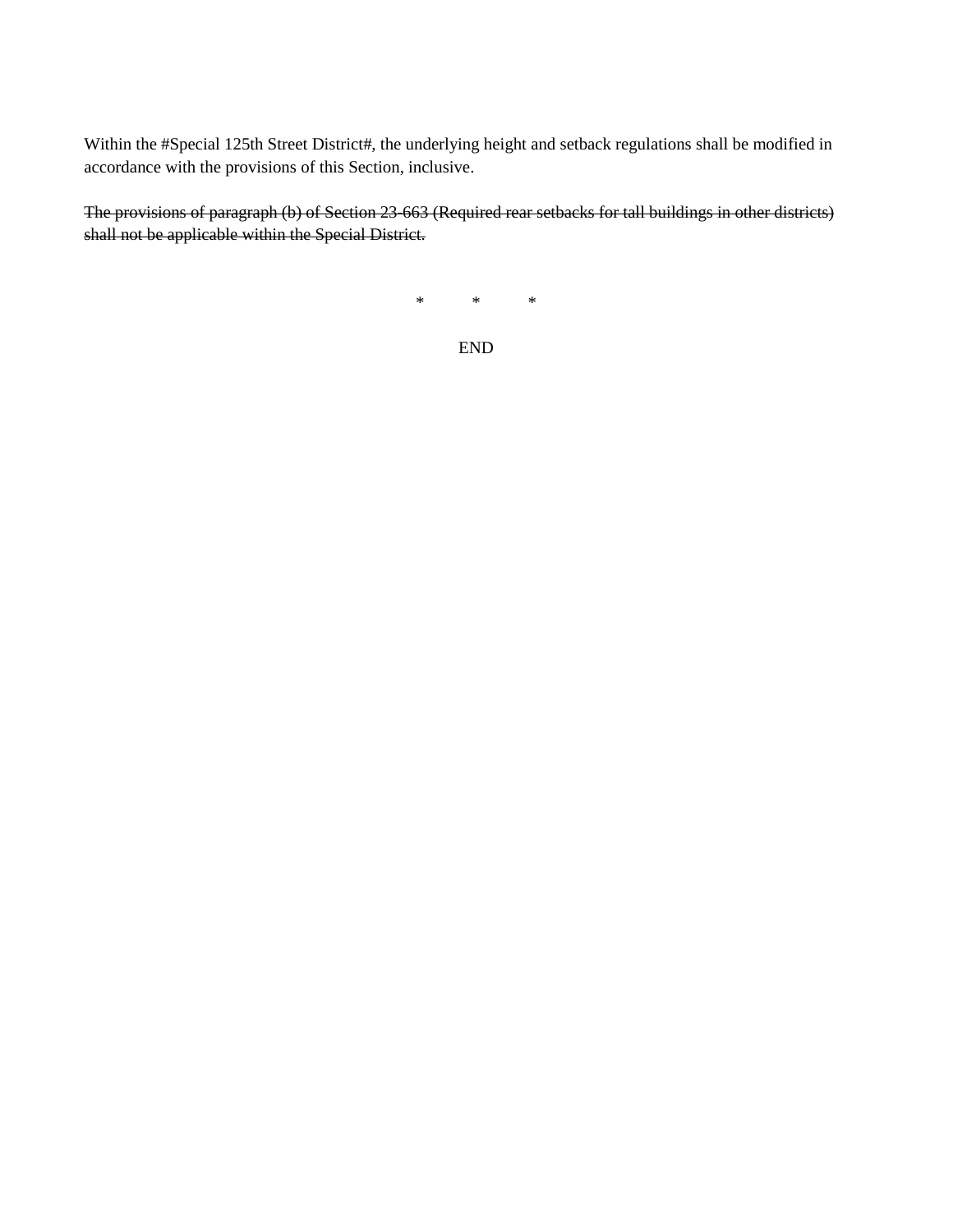Within the #Special 125th Street District#, the underlying height and setback regulations shall be modified in accordance with the provisions of this Section, inclusive.

~~The provisions of paragraph (b) of Section 23-663 (Required rear setbacks for tall buildings in other districts) shall not be applicable within the Special District.~~

\*     \*     \*

END